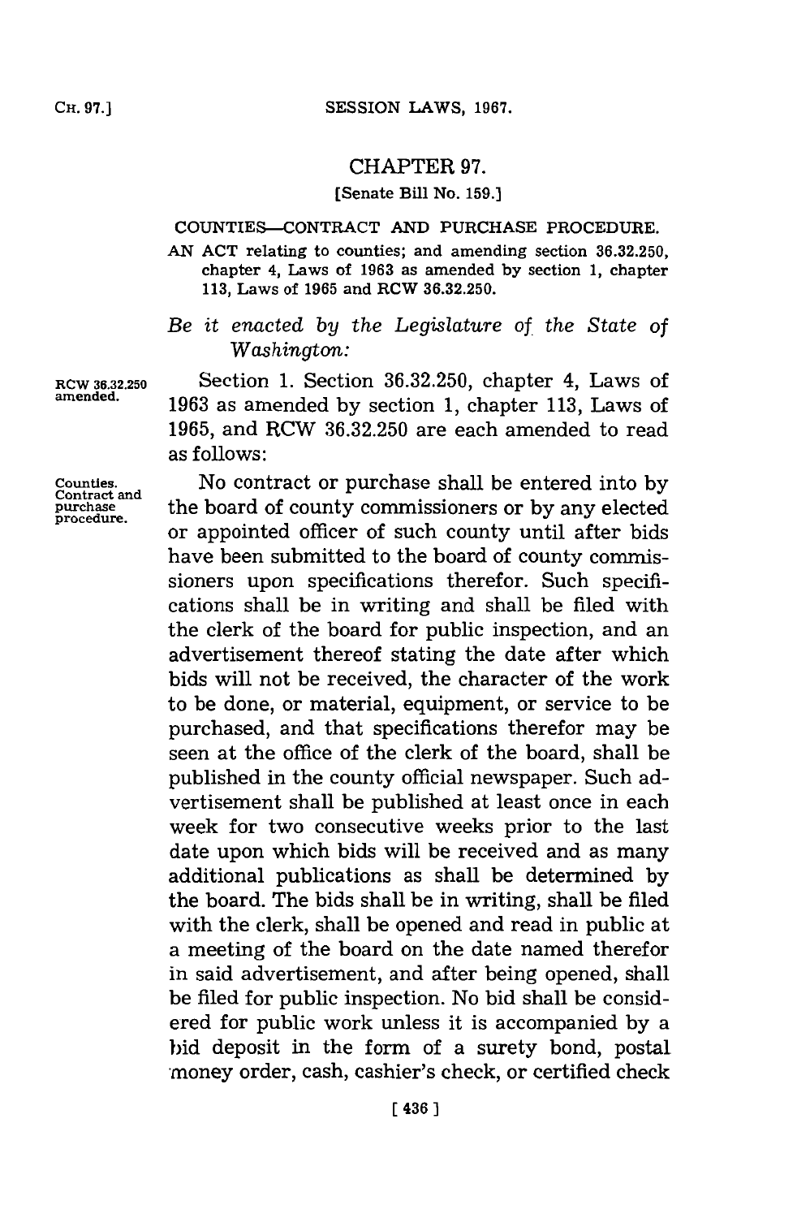# CHAPTER 97.

[Senate Bill No. 159.]

COUNTIES—CONTRACT AND PURCHASE PROCEDURE.

AN ACT relating to counties; and amending section 36.32.250, chapter 4, Laws of 1963 as amended by section 1, chapter 113, Laws of 1965 and RCW 36.32.250.

*Be it enacted by the Legislature of the State of Washington:*

RCW 36.32.250 amended.

Section 1. Section 36.32.250, chapter 4, Laws of 1963 as amended by section 1, chapter 113, Laws of 1965, and RCW 36.32.250 are each amended to read as follows:

Counties. Contract and purchase procedure.

No contract or purchase shall be entered into by the board of county commissioners or by any elected or appointed officer of such county until after bids have been submitted to the board of county commissioners upon specifications therefor. Such specifications shall be in writing and shall be filed with the clerk of the board for public inspection, and an advertisement thereof stating the date after which bids will not be received, the character of the work to be done, or material, equipment, or service to be purchased, and that specifications therefor may be seen at the office of the clerk of the board, shall be published in the county official newspaper. Such advertisement shall be published at least once in each week for two consecutive weeks prior to the last date upon which bids will be received and as many additional publications as shall be determined by the board. The bids shall be in writing, shall be filed with the clerk, shall be opened and read in public at a meeting of the board on the date named therefor in said advertisement, and after being opened, shall be filed for public inspection. No bid shall be considered for public work unless it is accompanied by a bid deposit in the form of a surety bond, postal money order, cash, cashier's check, or certified check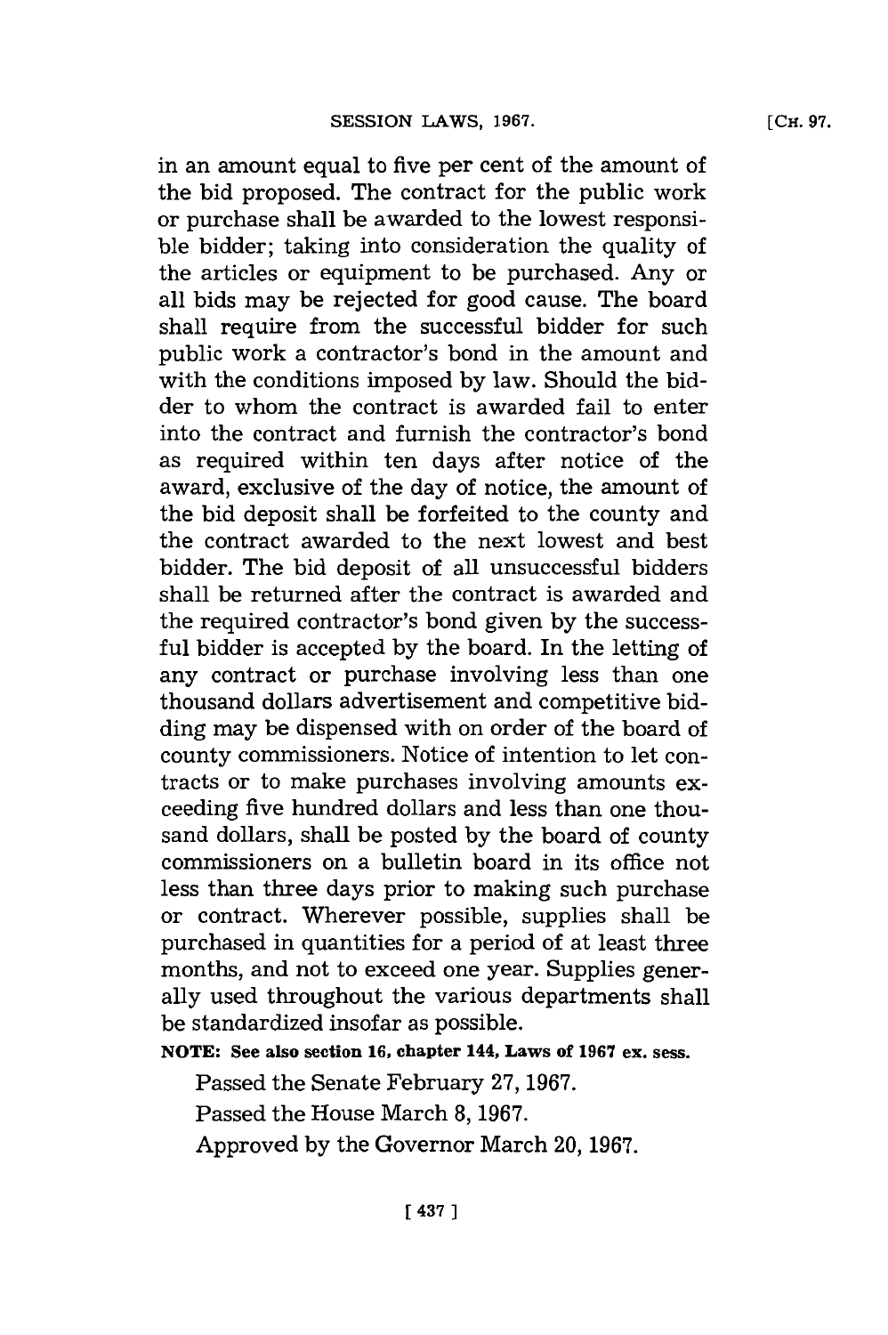in an amount equal to five per cent of the amount of the bid proposed. The contract for the public work or purchase shall be awarded to the lowest responsible bidder; taking into consideration the quality of the articles or equipment to be purchased. Any or all bids may be rejected for good cause. The board shall require from the successful bidder for such public work a contractor's bond in the amount and with the conditions imposed by law. Should the bidder to whom the contract is awarded fail to enter into the contract and furnish the contractor's bond as required within ten days after notice of the award, exclusive of the day of notice, the amount of the bid deposit shall be forfeited to the county and the contract awarded to the next lowest and best bidder. The bid deposit of all unsuccessful bidders shall be returned after the contract is awarded and the required contractor's bond given by the successful bidder is accepted by the board. In the letting of any contract or purchase involving less than one thousand dollars advertisement and competitive bidding may be dispensed with on order of the board of county commissioners. Notice of intention to let contracts or to make purchases involving amounts exceeding five hundred dollars and less than one thousand dollars, shall be posted by the board of county commissioners on a bulletin board in its office not less than three days prior to making such purchase or contract. Wherever possible, supplies shall be purchased in quantities for a period of at least three months, and not to exceed one year. Supplies generally used throughout the various departments shall be standardized insofar as possible.

**NOTE: See also section 16, chapter 144, Laws of 1967 ex. sess.**

Passed the Senate February 27, 1967.

Passed the House March 8, 1967.

Approved by the Governor March 20, 1967.